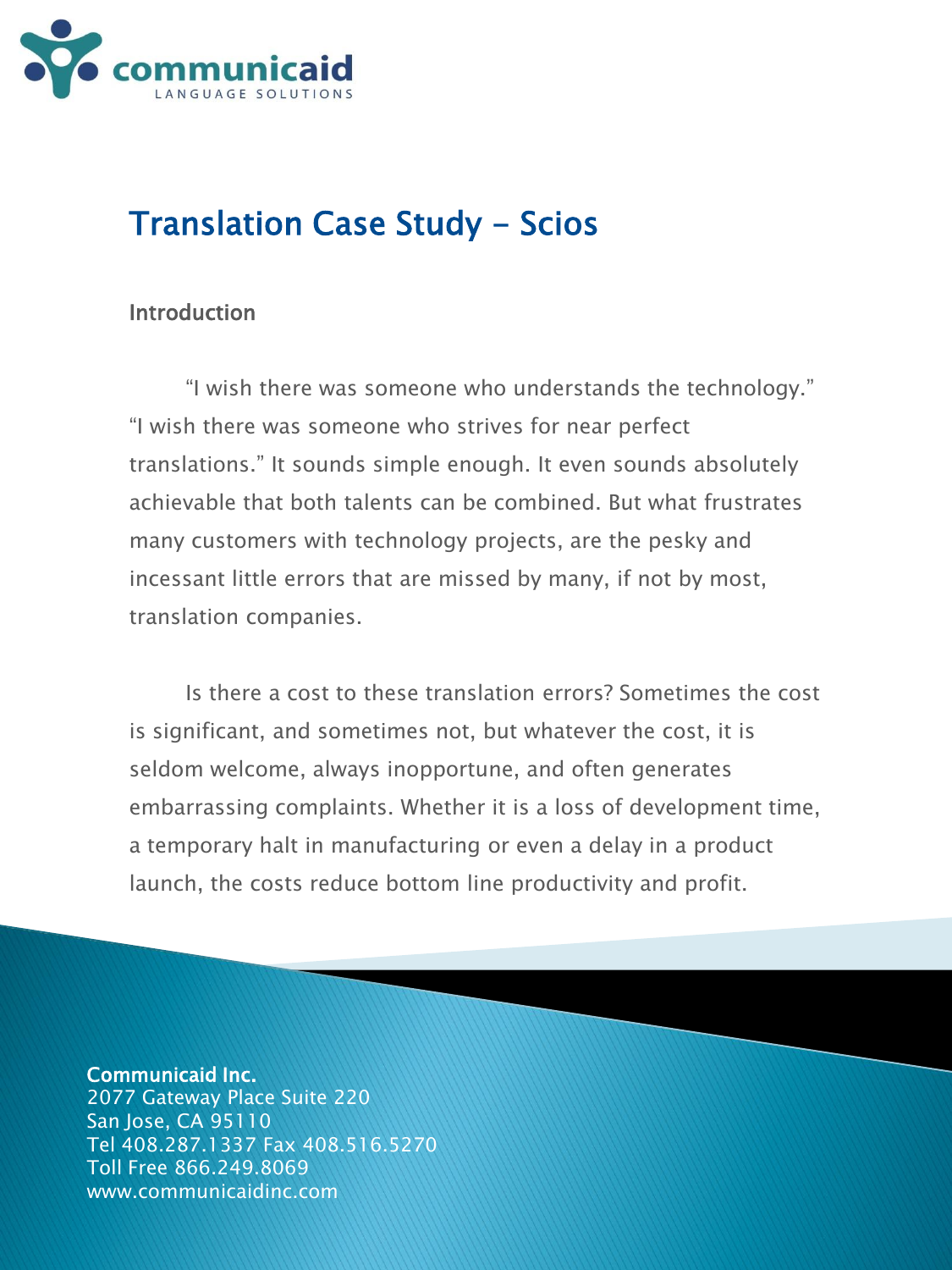communicaid
LANGUAGE SOLUTIONS

# Translation Case Study – Scios

## Introduction

"I wish there was someone who understands the technology." "I wish there was someone who strives for near perfect translations." It sounds simple enough. It even sounds absolutely achievable that both talents can be combined. But what frustrates many customers with technology projects, are the pesky and incessant little errors that are missed by many, if not by most, translation companies.

Is there a cost to these translation errors? Sometimes the cost is significant, and sometimes not, but whatever the cost, it is seldom welcome, always inopportune, and often generates embarrassing complaints. Whether it is a loss of development time, a temporary halt in manufacturing or even a delay in a product launch, the costs reduce bottom line productivity and profit.

**Communicaid Inc.**
2077 Gateway Place Suite 220
San Jose, CA 95110
Tel 408.287.1337 Fax 408.516.5270
Toll Free 866.249.8069
www.communicaidinc.com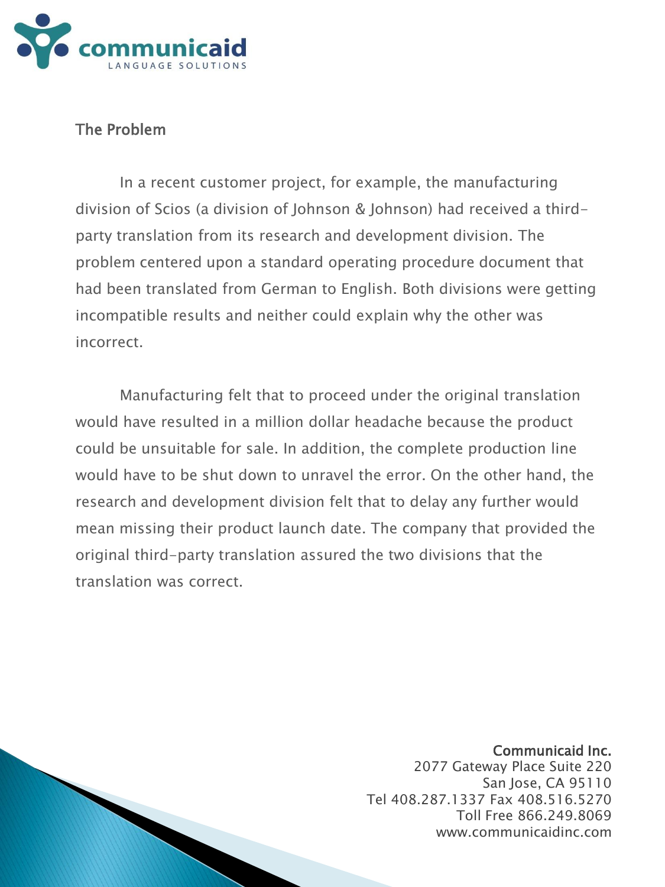## The Problem

In a recent customer project, for example, the manufacturing division of Scios (a division of Johnson & Johnson) had received a third-party translation from its research and development division. The problem centered upon a standard operating procedure document that had been translated from German to English. Both divisions were getting incompatible results and neither could explain why the other was incorrect.

Manufacturing felt that to proceed under the original translation would have resulted in a million dollar headache because the product could be unsuitable for sale. In addition, the complete production line would have to be shut down to unravel the error. On the other hand, the research and development division felt that to delay any further would mean missing their product launch date. The company that provided the original third-party translation assured the two divisions that the translation was correct.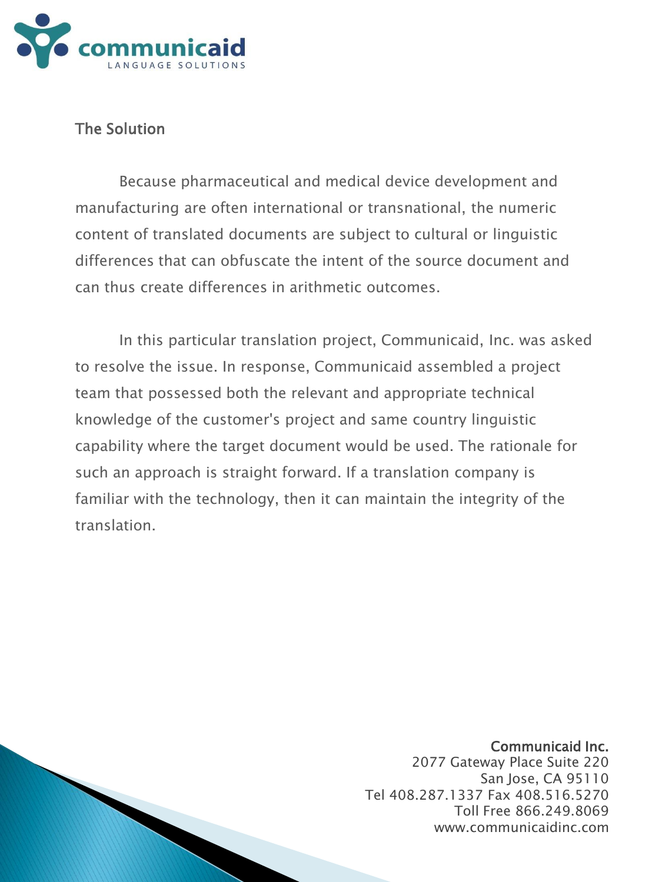## The Solution

Because pharmaceutical and medical device development and manufacturing are often international or transnational, the numeric content of translated documents are subject to cultural or linguistic differences that can obfuscate the intent of the source document and can thus create differences in arithmetic outcomes.

In this particular translation project, Communicaid, Inc. was asked to resolve the issue. In response, Communicaid assembled a project team that possessed both the relevant and appropriate technical knowledge of the customer's project and same country linguistic capability where the target document would be used. The rationale for such an approach is straight forward. If a translation company is familiar with the technology, then it can maintain the integrity of the translation.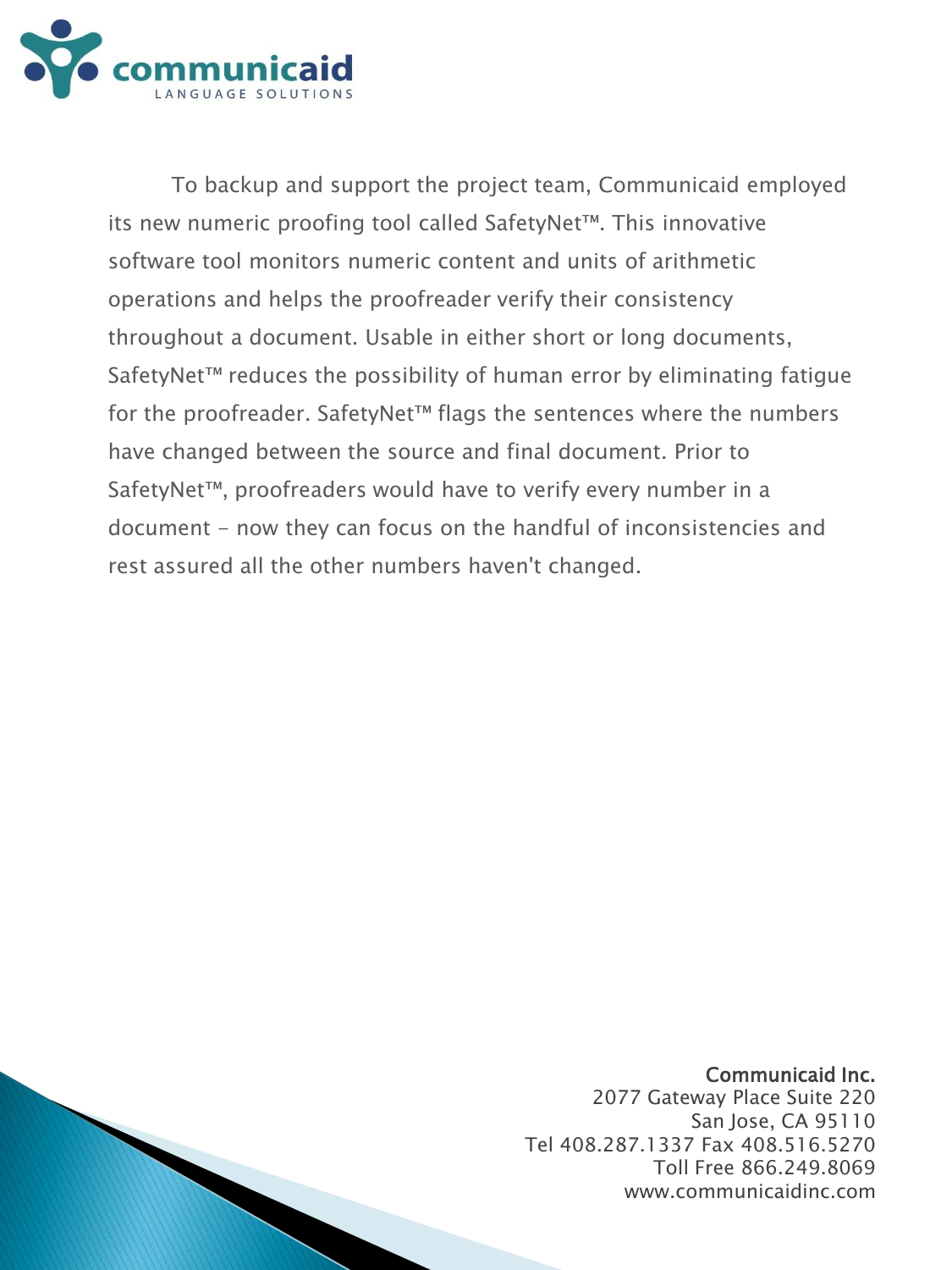To backup and support the project team, Communicaid employed its new numeric proofing tool called SafetyNet™. This innovative software tool monitors numeric content and units of arithmetic operations and helps the proofreader verify their consistency throughout a document. Usable in either short or long documents, SafetyNet™ reduces the possibility of human error by eliminating fatigue for the proofreader. SafetyNet™ flags the sentences where the numbers have changed between the source and final document. Prior to SafetyNet™, proofreaders would have to verify every number in a document - now they can focus on the handful of inconsistencies and rest assured all the other numbers haven't changed.

**Communicaid Inc.**
2077 Gateway Place Suite 220
San Jose, CA 95110
Tel 408.287.1337 Fax 408.516.5270
Toll Free 866.249.8069
www.communicaidinc.com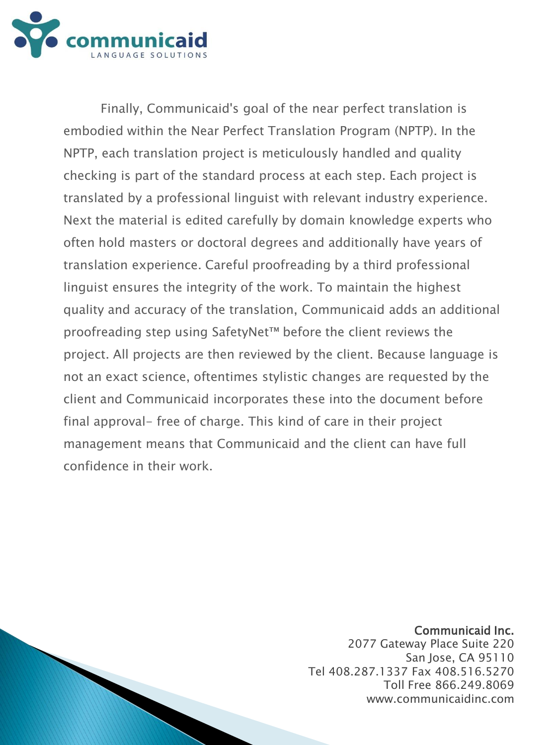Finally, Communicaid's goal of the near perfect translation is embodied within the Near Perfect Translation Program (NPTP). In the NPTP, each translation project is meticulously handled and quality checking is part of the standard process at each step. Each project is translated by a professional linguist with relevant industry experience. Next the material is edited carefully by domain knowledge experts who often hold masters or doctoral degrees and additionally have years of translation experience. Careful proofreading by a third professional linguist ensures the integrity of the work. To maintain the highest quality and accuracy of the translation, Communicaid adds an additional proofreading step using SafetyNet™ before the client reviews the project. All projects are then reviewed by the client. Because language is not an exact science, oftentimes stylistic changes are requested by the client and Communicaid incorporates these into the document before final approval- free of charge. This kind of care in their project management means that Communicaid and the client can have full confidence in their work.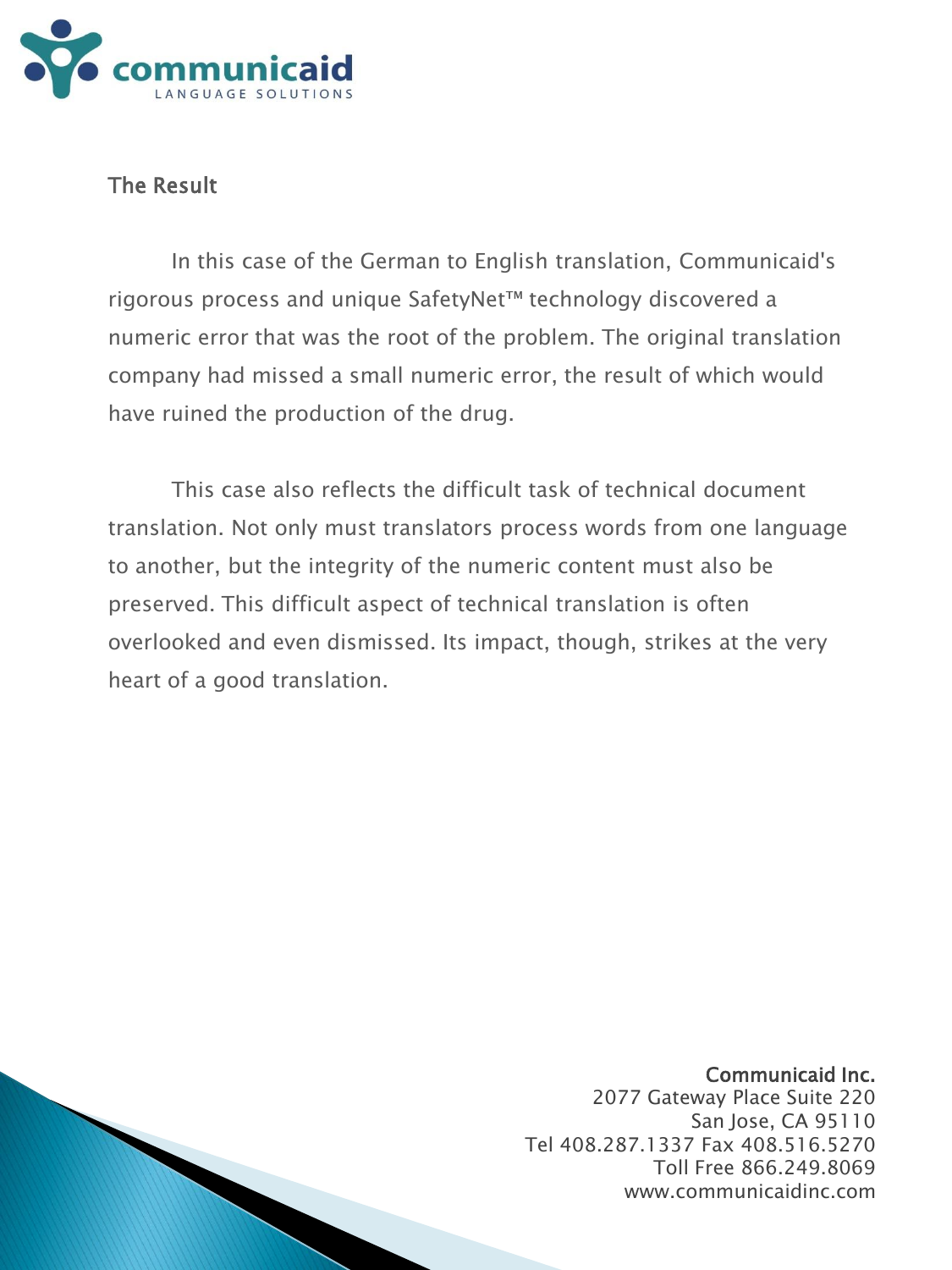## The Result

In this case of the German to English translation, Communicaid's rigorous process and unique SafetyNet™ technology discovered a numeric error that was the root of the problem. The original translation company had missed a small numeric error, the result of which would have ruined the production of the drug.

This case also reflects the difficult task of technical document translation. Not only must translators process words from one language to another, but the integrity of the numeric content must also be preserved. This difficult aspect of technical translation is often overlooked and even dismissed. Its impact, though, strikes at the very heart of a good translation.

**Communicaid Inc.**
2077 Gateway Place Suite 220
San Jose, CA 95110
Tel 408.287.1337 Fax 408.516.5270
Toll Free 866.249.8069
www.communicaidinc.com